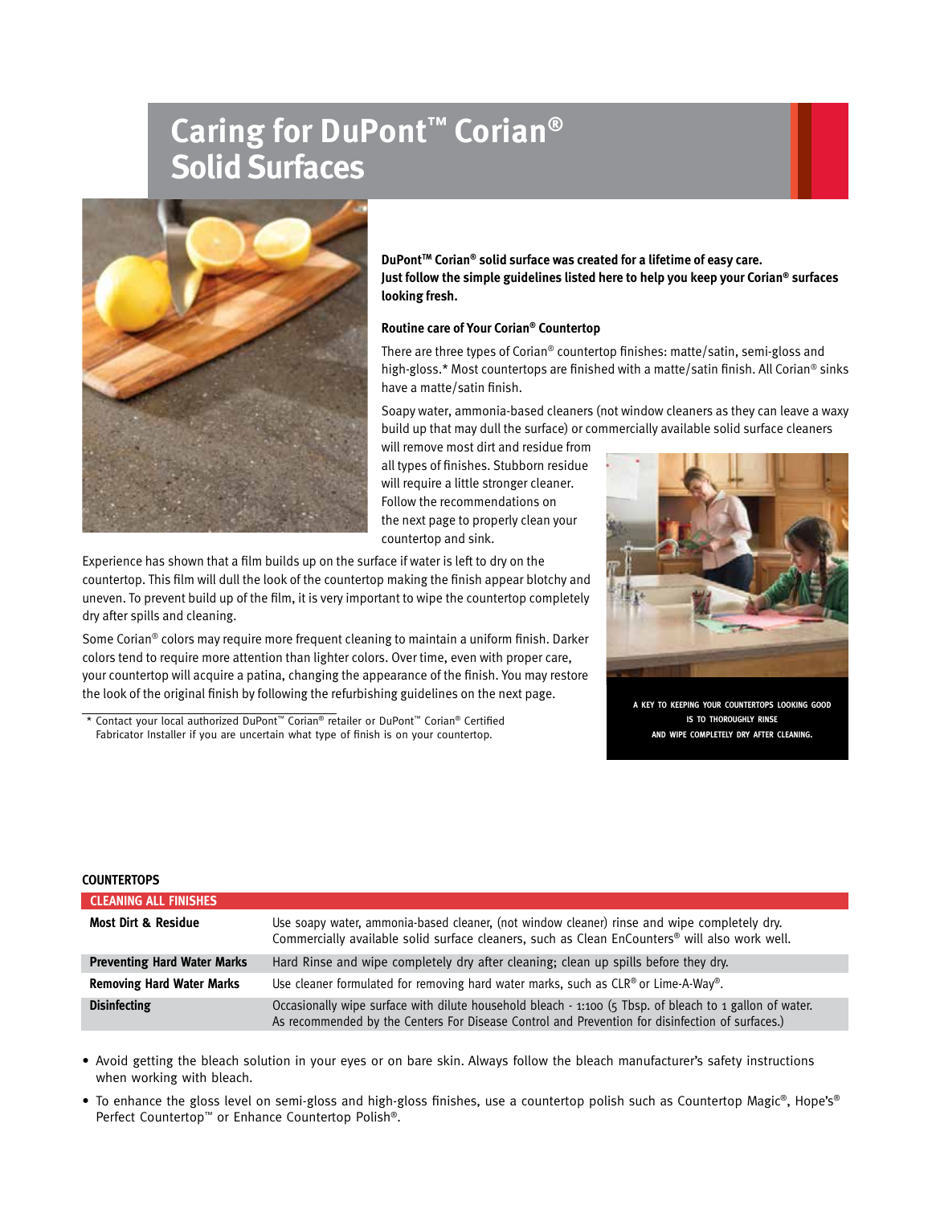# Caring for DuPont™ Corian® Solid Surfaces

**DuPont™ Corian® solid surface was created for a lifetime of easy care. Just follow the simple guidelines listed here to help you keep your Corian® surfaces looking fresh.**

### Routine care of Your Corian® Countertop

There are three types of Corian® countertop finishes: matte/satin, semi-gloss and high-gloss.* Most countertops are finished with a matte/satin finish. All Corian® sinks have a matte/satin finish.

Soapy water, ammonia-based cleaners (not window cleaners as they can leave a waxy build up that may dull the surface) or commercially available solid surface cleaners will remove most dirt and residue from all types of finishes. Stubborn residue will require a little stronger cleaner. Follow the recommendations on the next page to properly clean your countertop and sink.

Experience has shown that a film builds up on the surface if water is left to dry on the countertop. This film will dull the look of the countertop making the finish appear blotchy and uneven. To prevent build up of the film, it is very important to wipe the countertop completely dry after spills and cleaning.

Some Corian® colors may require more frequent cleaning to maintain a uniform finish. Darker colors tend to require more attention than lighter colors. Over time, even with proper care, your countertop will acquire a patina, changing the appearance of the finish. You may restore the look of the original finish by following the refurbishing guidelines on the next page.

\* Contact your local authorized DuPont™ Corian® retailer or DuPont™ Corian® Certified Fabricator Installer if you are uncertain what type of finish is on your countertop.

A KEY TO KEEPING YOUR COUNTERTOPS LOOKING GOOD IS TO THOROUGHLY RINSE AND WIPE COMPLETELY DRY AFTER CLEANING.

### COUNTERTOPS

| CLEANING ALL FINISHES | |
|---|---|
| **Most Dirt & Residue** | Use soapy water, ammonia-based cleaner, (not window cleaner) rinse and wipe completely dry. Commercially available solid surface cleaners, such as Clean EnCounters® will also work well. |
| **Preventing Hard Water Marks** | Hard Rinse and wipe completely dry after cleaning; clean up spills before they dry. |
| **Removing Hard Water Marks** | Use cleaner formulated for removing hard water marks, such as CLR® or Lime-A-Way®. |
| **Disinfecting** | Occasionally wipe surface with dilute household bleach - 1:100 (5 Tbsp. of bleach to 1 gallon of water. As recommended by the Centers For Disease Control and Prevention for disinfection of surfaces.) |

- Avoid getting the bleach solution in your eyes or on bare skin. Always follow the bleach manufacturer's safety instructions when working with bleach.
- To enhance the gloss level on semi-gloss and high-gloss finishes, use a countertop polish such as Countertop Magic®, Hope's® Perfect Countertop™ or Enhance Countertop Polish®.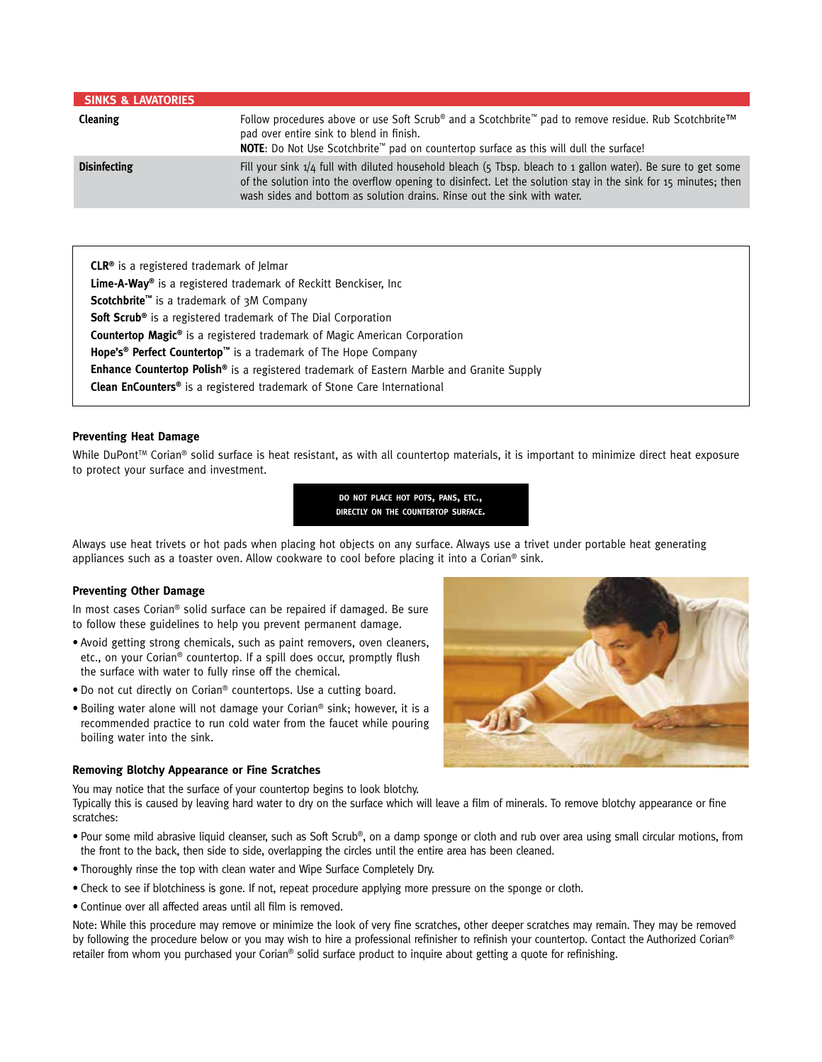| SINKS & LAVATORIES | |
|---|---|
| **Cleaning** | Follow procedures above or use Soft Scrub® and a Scotchbrite™ pad to remove residue. Rub Scotchbrite™ pad over entire sink to blend in finish.<br>**NOTE**: Do Not Use Scotchbrite™ pad on countertop surface as this will dull the surface! |
| **Disinfecting** | Fill your sink 1/4 full with diluted household bleach (5 Tbsp. bleach to 1 gallon water). Be sure to get some of the solution into the overflow opening to disinfect. Let the solution stay in the sink for 15 minutes; then wash sides and bottom as solution drains. Rinse out the sink with water. |

**CLR®** is a registered trademark of Jelmar
**Lime-A-Way®** is a registered trademark of Reckitt Benckiser, Inc
**Scotchbrite™** is a trademark of 3M Company
**Soft Scrub®** is a registered trademark of The Dial Corporation
**Countertop Magic®** is a registered trademark of Magic American Corporation
**Hope's® Perfect Countertop™** is a trademark of The Hope Company
**Enhance Countertop Polish®** is a registered trademark of Eastern Marble and Granite Supply
**Clean EnCounters®** is a registered trademark of Stone Care International

### Preventing Heat Damage

While DuPont™ Corian® solid surface is heat resistant, as with all countertop materials, it is important to minimize direct heat exposure to protect your surface and investment.

**DO NOT PLACE HOT POTS, PANS, ETC., DIRECTLY ON THE COUNTERTOP SURFACE.**

Always use heat trivets or hot pads when placing hot objects on any surface. Always use a trivet under portable heat generating appliances such as a toaster oven. Allow cookware to cool before placing it into a Corian® sink.

### Preventing Other Damage

In most cases Corian® solid surface can be repaired if damaged. Be sure to follow these guidelines to help you prevent permanent damage.

- Avoid getting strong chemicals, such as paint removers, oven cleaners, etc., on your Corian® countertop. If a spill does occur, promptly flush the surface with water to fully rinse off the chemical.
- Do not cut directly on Corian® countertops. Use a cutting board.
- Boiling water alone will not damage your Corian® sink; however, it is a recommended practice to run cold water from the faucet while pouring boiling water into the sink.

### Removing Blotchy Appearance or Fine Scratches

You may notice that the surface of your countertop begins to look blotchy.
Typically this is caused by leaving hard water to dry on the surface which will leave a film of minerals. To remove blotchy appearance or fine scratches:

- Pour some mild abrasive liquid cleanser, such as Soft Scrub®, on a damp sponge or cloth and rub over area using small circular motions, from the front to the back, then side to side, overlapping the circles until the entire area has been cleaned.
- Thoroughly rinse the top with clean water and Wipe Surface Completely Dry.
- Check to see if blotchiness is gone. If not, repeat procedure applying more pressure on the sponge or cloth.
- Continue over all affected areas until all film is removed.

Note: While this procedure may remove or minimize the look of very fine scratches, other deeper scratches may remain. They may be removed by following the procedure below or you may wish to hire a professional refinisher to refinish your countertop. Contact the Authorized Corian® retailer from whom you purchased your Corian® solid surface product to inquire about getting a quote for refinishing.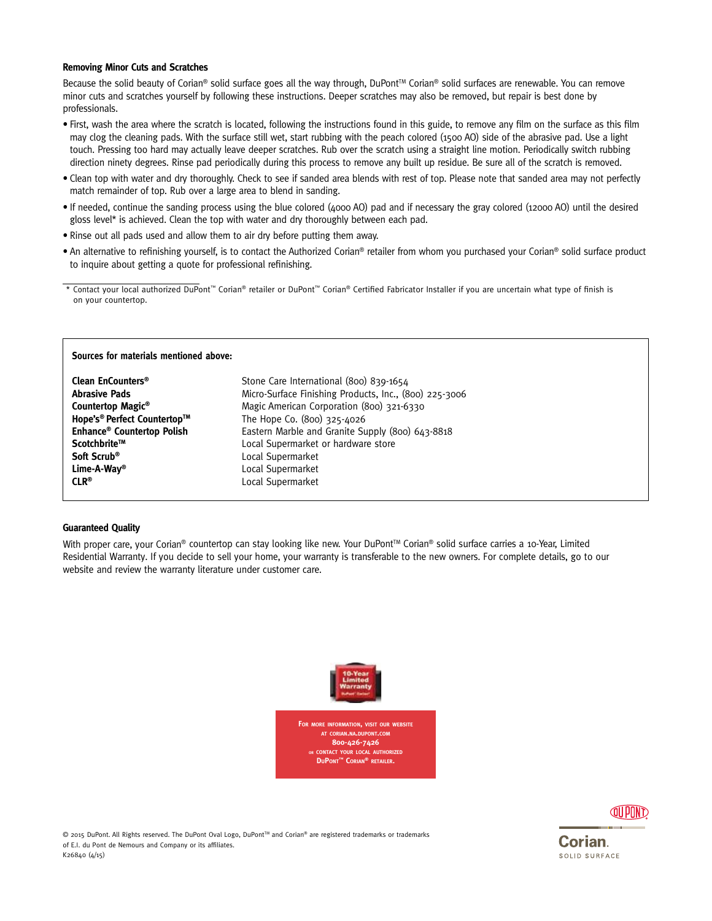### Removing Minor Cuts and Scratches

Because the solid beauty of Corian® solid surface goes all the way through, DuPont™ Corian® solid surfaces are renewable. You can remove minor cuts and scratches yourself by following these instructions. Deeper scratches may also be removed, but repair is best done by professionals.

- First, wash the area where the scratch is located, following the instructions found in this guide, to remove any film on the surface as this film may clog the cleaning pads. With the surface still wet, start rubbing with the peach colored (1500 AO) side of the abrasive pad. Use a light touch. Pressing too hard may actually leave deeper scratches. Rub over the scratch using a straight line motion. Periodically switch rubbing direction ninety degrees. Rinse pad periodically during this process to remove any built up residue. Be sure all of the scratch is removed.
- Clean top with water and dry thoroughly. Check to see if sanded area blends with rest of top. Please note that sanded area may not perfectly match remainder of top. Rub over a large area to blend in sanding.
- If needed, continue the sanding process using the blue colored (4000 AO) pad and if necessary the gray colored (12000 AO) until the desired gloss level* is achieved. Clean the top with water and dry thoroughly between each pad.
- Rinse out all pads used and allow them to air dry before putting them away.
- An alternative to refinishing yourself, is to contact the Authorized Corian® retailer from whom you purchased your Corian® solid surface product to inquire about getting a quote for professional refinishing.

\* Contact your local authorized DuPont™ Corian® retailer or DuPont™ Corian® Certified Fabricator Installer if you are uncertain what type of finish is on your countertop.

**Sources for materials mentioned above:**

| | |
|---|---|
| **Clean EnCounters®** | Stone Care International (800) 839-1654 |
| **Abrasive Pads** | Micro-Surface Finishing Products, Inc., (800) 225-3006 |
| **Countertop Magic®** | Magic American Corporation (800) 321-6330 |
| **Hope's® Perfect Countertop™** | The Hope Co. (800) 325-4026 |
| **Enhance® Countertop Polish** | Eastern Marble and Granite Supply (800) 643-8818 |
| **Scotchbrite™** | Local Supermarket or hardware store |
| **Soft Scrub®** | Local Supermarket |
| **Lime-A-Way®** | Local Supermarket |
| **CLR®** | Local Supermarket |

### Guaranteed Quality

With proper care, your Corian® countertop can stay looking like new. Your DuPont™ Corian® solid surface carries a 10-Year, Limited Residential Warranty. If you decide to sell your home, your warranty is transferable to the new owners. For complete details, go to our website and review the warranty literature under customer care.

10-Year Limited Warranty

For more information, visit our website at corian.na.dupont.com
**800-426-7426**
or contact your local authorized DuPont™ Corian® retailer.

© 2015 DuPont. All Rights reserved. The DuPont Oval Logo, DuPont™ and Corian® are registered trademarks or trademarks of E.I. du Pont de Nemours and Company or its affiliates.
K26840 (4/15)

DuPont
Corian.
SOLID SURFACE